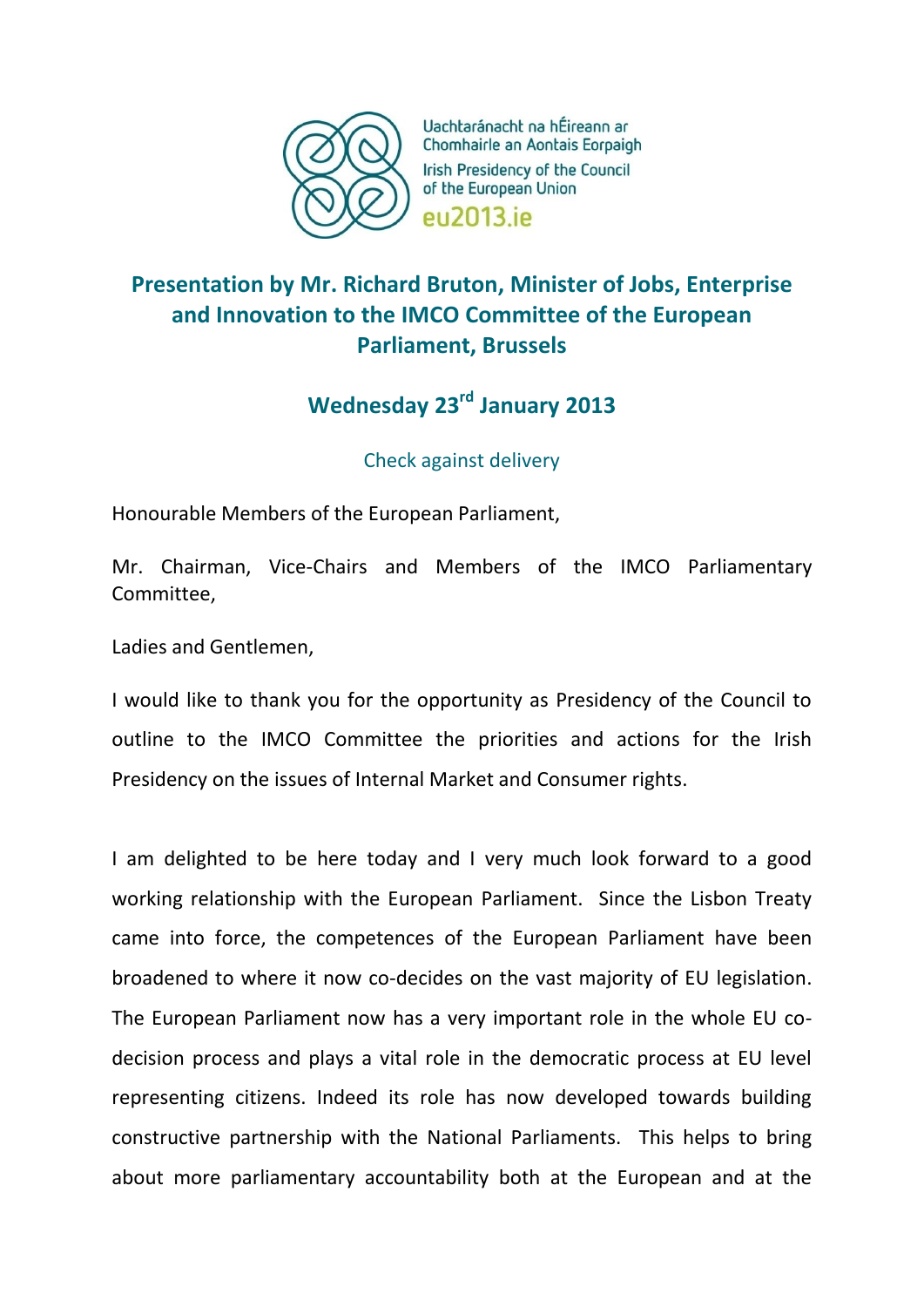Uachtaránacht na hÉireann ar Chomhairle an Aontais Eorpaigh
Irish Presidency of the Council of the European Union
eu2013.ie

# Presentation by Mr. Richard Bruton, Minister of Jobs, Enterprise and Innovation to the IMCO Committee of the European Parliament, Brussels

## Wednesday 23rd January 2013

Check against delivery

Honourable Members of the European Parliament,

Mr. Chairman, Vice-Chairs and Members of the IMCO Parliamentary Committee,

Ladies and Gentlemen,

I would like to thank you for the opportunity as Presidency of the Council to outline to the IMCO Committee the priorities and actions for the Irish Presidency on the issues of Internal Market and Consumer rights.

I am delighted to be here today and I very much look forward to a good working relationship with the European Parliament. Since the Lisbon Treaty came into force, the competences of the European Parliament have been broadened to where it now co-decides on the vast majority of EU legislation. The European Parliament now has a very important role in the whole EU co-decision process and plays a vital role in the democratic process at EU level representing citizens. Indeed its role has now developed towards building constructive partnership with the National Parliaments. This helps to bring about more parliamentary accountability both at the European and at the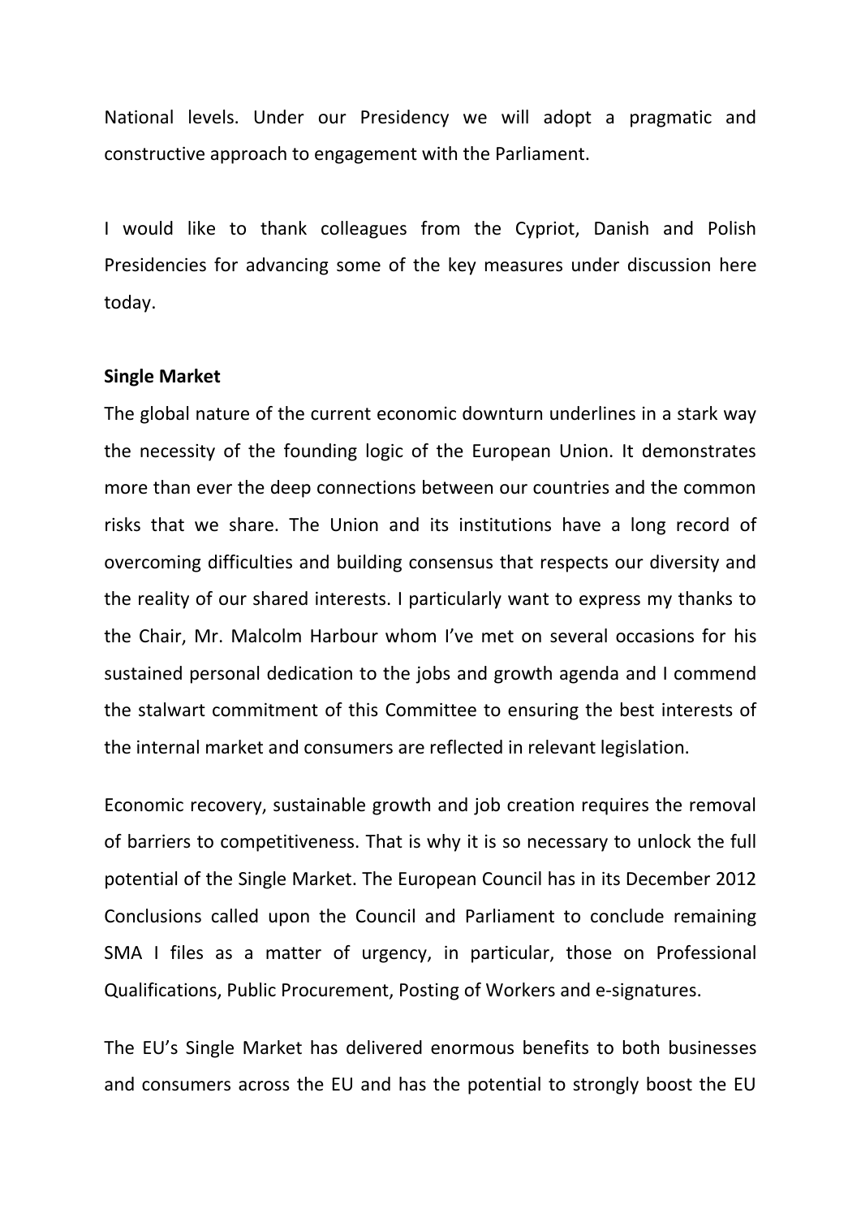National levels. Under our Presidency we will adopt a pragmatic and constructive approach to engagement with the Parliament.

I would like to thank colleagues from the Cypriot, Danish and Polish Presidencies for advancing some of the key measures under discussion here today.

**Single Market**

The global nature of the current economic downturn underlines in a stark way the necessity of the founding logic of the European Union. It demonstrates more than ever the deep connections between our countries and the common risks that we share. The Union and its institutions have a long record of overcoming difficulties and building consensus that respects our diversity and the reality of our shared interests. I particularly want to express my thanks to the Chair, Mr. Malcolm Harbour whom I've met on several occasions for his sustained personal dedication to the jobs and growth agenda and I commend the stalwart commitment of this Committee to ensuring the best interests of the internal market and consumers are reflected in relevant legislation.

Economic recovery, sustainable growth and job creation requires the removal of barriers to competitiveness. That is why it is so necessary to unlock the full potential of the Single Market. The European Council has in its December 2012 Conclusions called upon the Council and Parliament to conclude remaining SMA I files as a matter of urgency, in particular, those on Professional Qualifications, Public Procurement, Posting of Workers and e-signatures.

The EU's Single Market has delivered enormous benefits to both businesses and consumers across the EU and has the potential to strongly boost the EU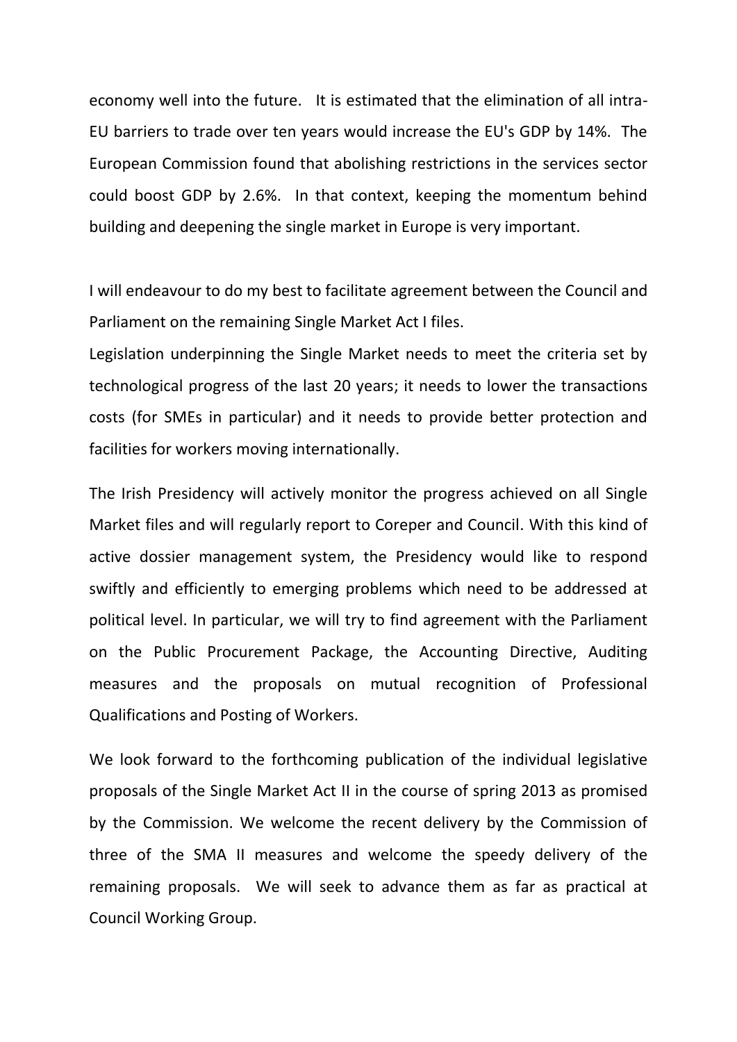economy well into the future. It is estimated that the elimination of all intra-EU barriers to trade over ten years would increase the EU's GDP by 14%. The European Commission found that abolishing restrictions in the services sector could boost GDP by 2.6%. In that context, keeping the momentum behind building and deepening the single market in Europe is very important.

I will endeavour to do my best to facilitate agreement between the Council and Parliament on the remaining Single Market Act I files.
Legislation underpinning the Single Market needs to meet the criteria set by technological progress of the last 20 years; it needs to lower the transactions costs (for SMEs in particular) and it needs to provide better protection and facilities for workers moving internationally.

The Irish Presidency will actively monitor the progress achieved on all Single Market files and will regularly report to Coreper and Council. With this kind of active dossier management system, the Presidency would like to respond swiftly and efficiently to emerging problems which need to be addressed at political level. In particular, we will try to find agreement with the Parliament on the Public Procurement Package, the Accounting Directive, Auditing measures and the proposals on mutual recognition of Professional Qualifications and Posting of Workers.

We look forward to the forthcoming publication of the individual legislative proposals of the Single Market Act II in the course of spring 2013 as promised by the Commission. We welcome the recent delivery by the Commission of three of the SMA II measures and welcome the speedy delivery of the remaining proposals. We will seek to advance them as far as practical at Council Working Group.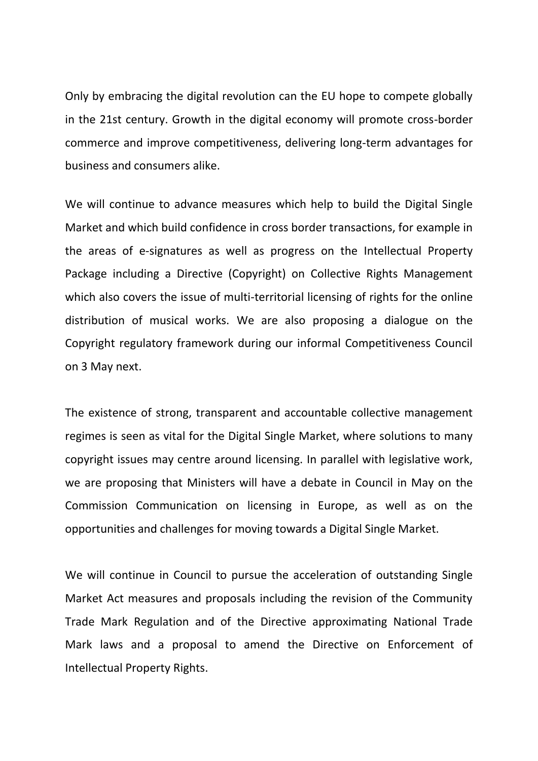Only by embracing the digital revolution can the EU hope to compete globally in the 21st century. Growth in the digital economy will promote cross-border commerce and improve competitiveness, delivering long-term advantages for business and consumers alike.

We will continue to advance measures which help to build the Digital Single Market and which build confidence in cross border transactions, for example in the areas of e-signatures as well as progress on the Intellectual Property Package including a Directive (Copyright) on Collective Rights Management which also covers the issue of multi-territorial licensing of rights for the online distribution of musical works. We are also proposing a dialogue on the Copyright regulatory framework during our informal Competitiveness Council on 3 May next.

The existence of strong, transparent and accountable collective management regimes is seen as vital for the Digital Single Market, where solutions to many copyright issues may centre around licensing. In parallel with legislative work, we are proposing that Ministers will have a debate in Council in May on the Commission Communication on licensing in Europe, as well as on the opportunities and challenges for moving towards a Digital Single Market.

We will continue in Council to pursue the acceleration of outstanding Single Market Act measures and proposals including the revision of the Community Trade Mark Regulation and of the Directive approximating National Trade Mark laws and a proposal to amend the Directive on Enforcement of Intellectual Property Rights.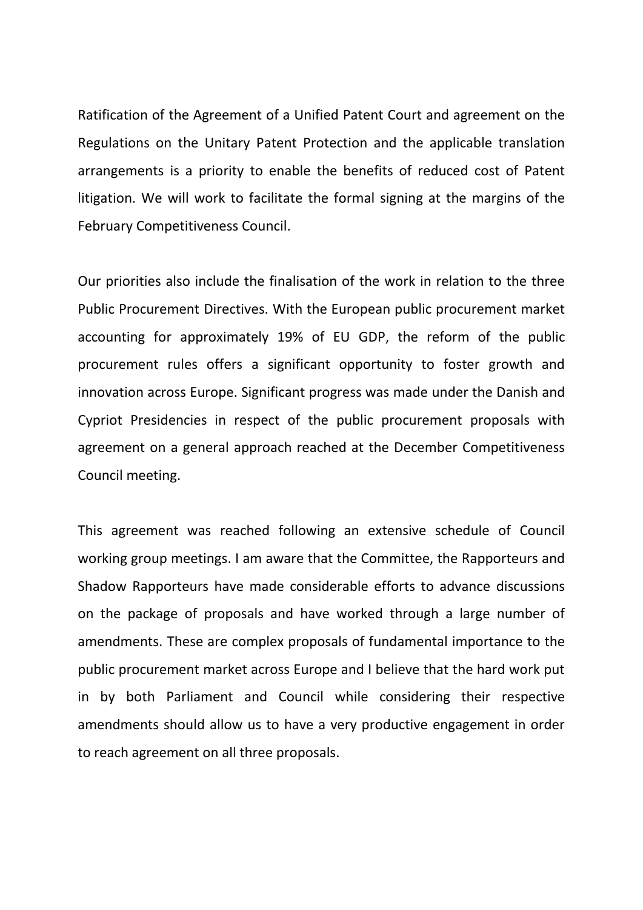Ratification of the Agreement of a Unified Patent Court and agreement on the Regulations on the Unitary Patent Protection and the applicable translation arrangements is a priority to enable the benefits of reduced cost of Patent litigation. We will work to facilitate the formal signing at the margins of the February Competitiveness Council.

Our priorities also include the finalisation of the work in relation to the three Public Procurement Directives. With the European public procurement market accounting for approximately 19% of EU GDP, the reform of the public procurement rules offers a significant opportunity to foster growth and innovation across Europe. Significant progress was made under the Danish and Cypriot Presidencies in respect of the public procurement proposals with agreement on a general approach reached at the December Competitiveness Council meeting.

This agreement was reached following an extensive schedule of Council working group meetings. I am aware that the Committee, the Rapporteurs and Shadow Rapporteurs have made considerable efforts to advance discussions on the package of proposals and have worked through a large number of amendments. These are complex proposals of fundamental importance to the public procurement market across Europe and I believe that the hard work put in by both Parliament and Council while considering their respective amendments should allow us to have a very productive engagement in order to reach agreement on all three proposals.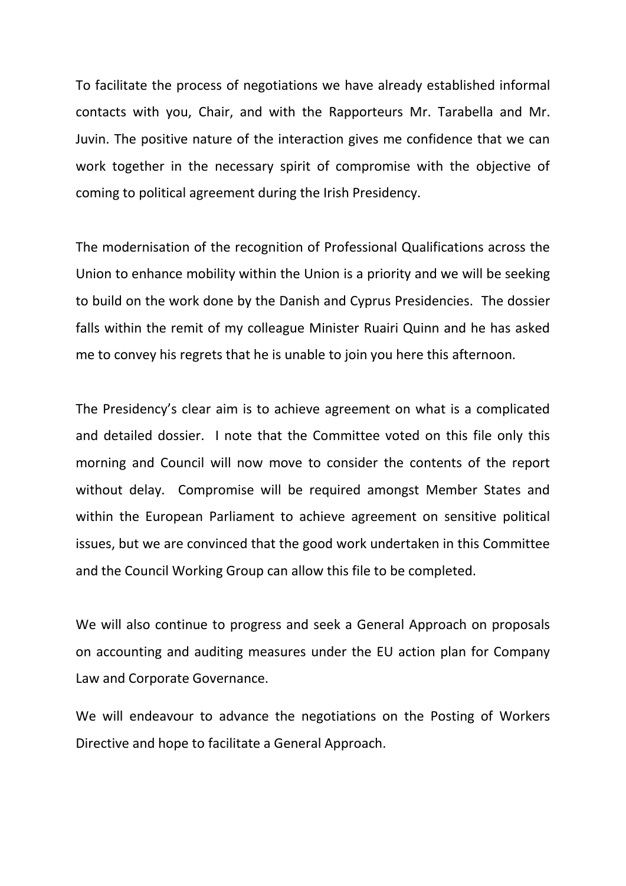To facilitate the process of negotiations we have already established informal contacts with you, Chair, and with the Rapporteurs Mr. Tarabella and Mr. Juvin. The positive nature of the interaction gives me confidence that we can work together in the necessary spirit of compromise with the objective of coming to political agreement during the Irish Presidency.

The modernisation of the recognition of Professional Qualifications across the Union to enhance mobility within the Union is a priority and we will be seeking to build on the work done by the Danish and Cyprus Presidencies. The dossier falls within the remit of my colleague Minister Ruairi Quinn and he has asked me to convey his regrets that he is unable to join you here this afternoon.

The Presidency's clear aim is to achieve agreement on what is a complicated and detailed dossier. I note that the Committee voted on this file only this morning and Council will now move to consider the contents of the report without delay. Compromise will be required amongst Member States and within the European Parliament to achieve agreement on sensitive political issues, but we are convinced that the good work undertaken in this Committee and the Council Working Group can allow this file to be completed.

We will also continue to progress and seek a General Approach on proposals on accounting and auditing measures under the EU action plan for Company Law and Corporate Governance.

We will endeavour to advance the negotiations on the Posting of Workers Directive and hope to facilitate a General Approach.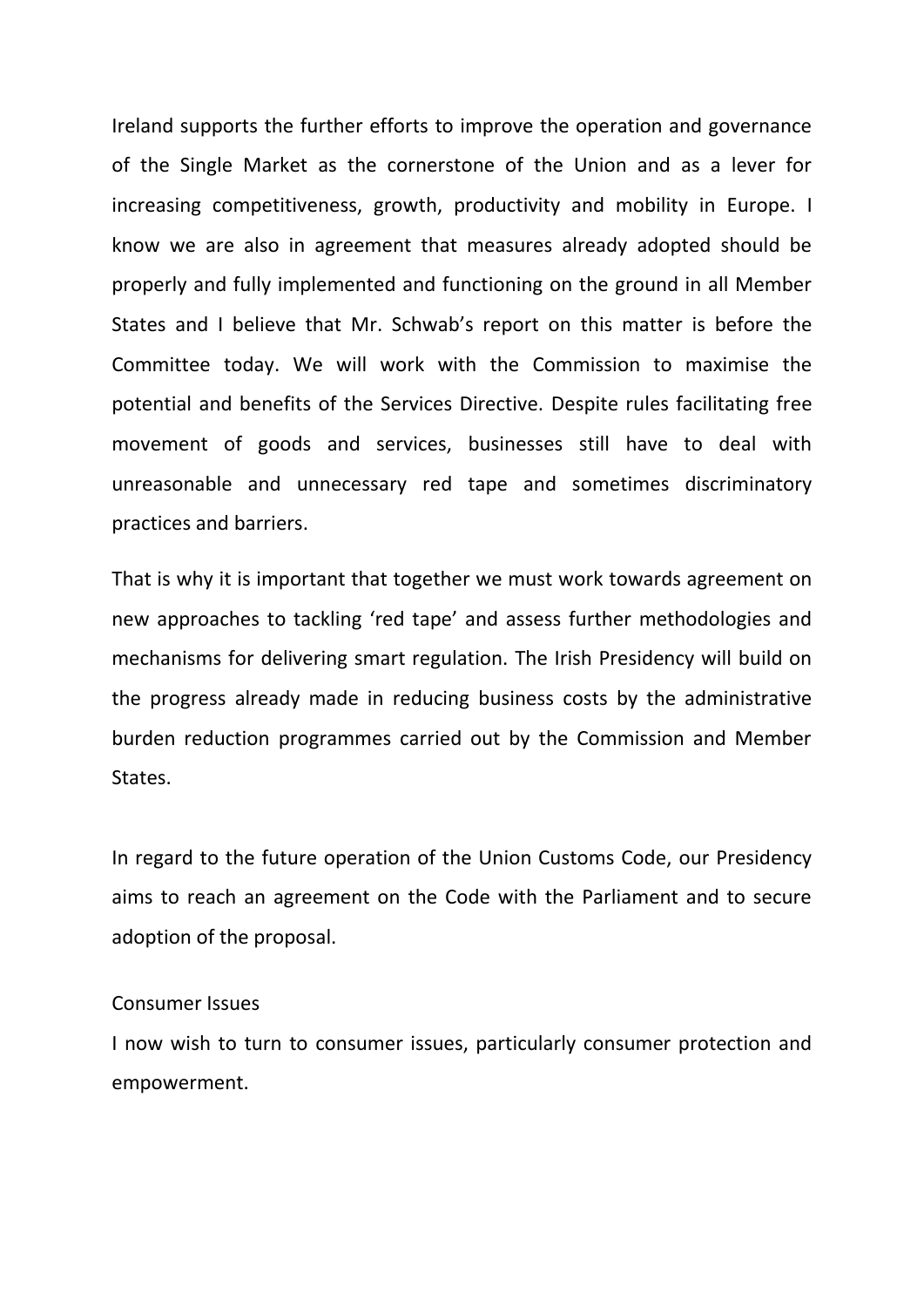Ireland supports the further efforts to improve the operation and governance of the Single Market as the cornerstone of the Union and as a lever for increasing competitiveness, growth, productivity and mobility in Europe. I know we are also in agreement that measures already adopted should be properly and fully implemented and functioning on the ground in all Member States and I believe that Mr. Schwab's report on this matter is before the Committee today. We will work with the Commission to maximise the potential and benefits of the Services Directive. Despite rules facilitating free movement of goods and services, businesses still have to deal with unreasonable and unnecessary red tape and sometimes discriminatory practices and barriers.

That is why it is important that together we must work towards agreement on new approaches to tackling 'red tape' and assess further methodologies and mechanisms for delivering smart regulation. The Irish Presidency will build on the progress already made in reducing business costs by the administrative burden reduction programmes carried out by the Commission and Member States.

In regard to the future operation of the Union Customs Code, our Presidency aims to reach an agreement on the Code with the Parliament and to secure adoption of the proposal.

Consumer Issues

I now wish to turn to consumer issues, particularly consumer protection and empowerment.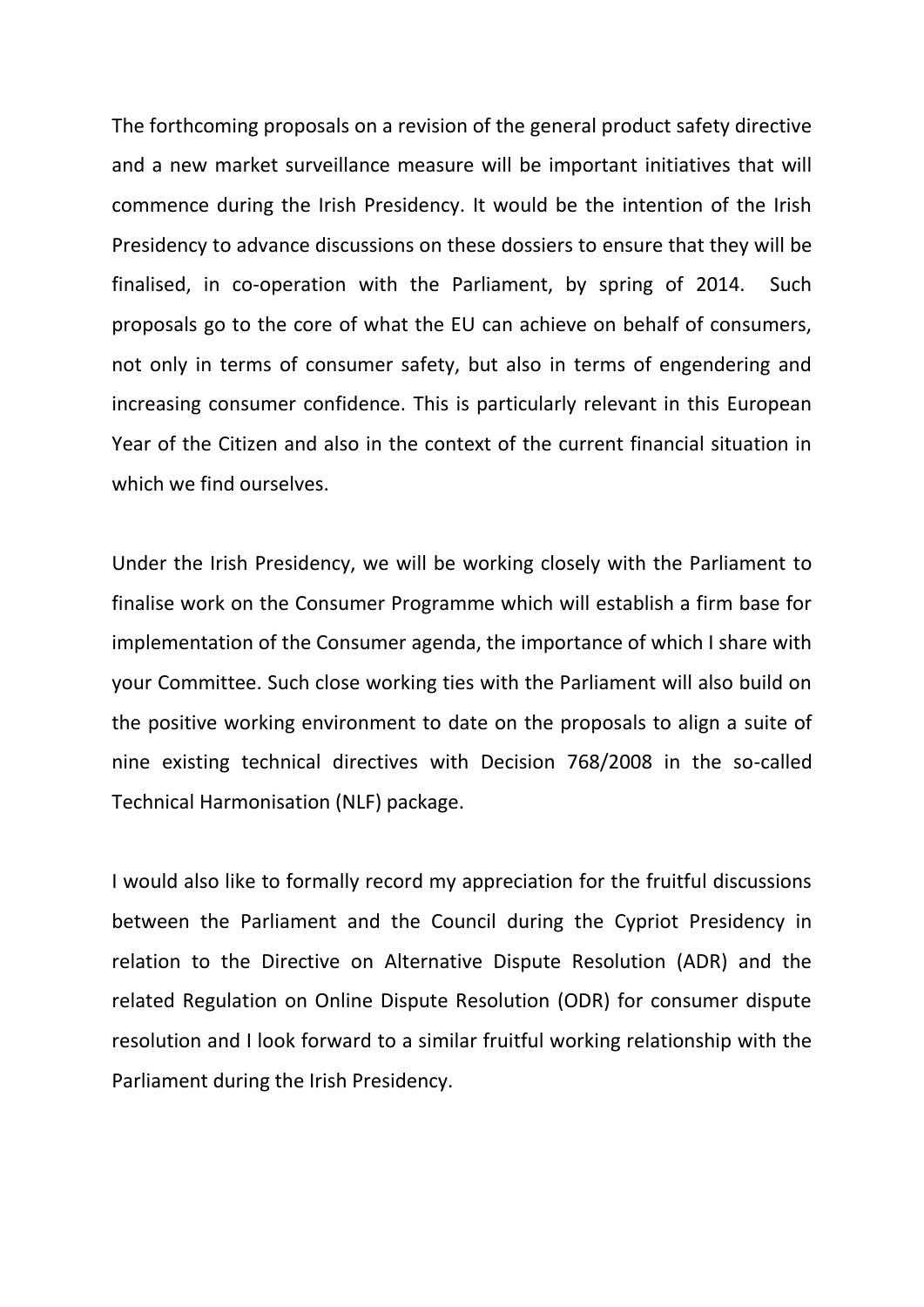The forthcoming proposals on a revision of the general product safety directive and a new market surveillance measure will be important initiatives that will commence during the Irish Presidency. It would be the intention of the Irish Presidency to advance discussions on these dossiers to ensure that they will be finalised, in co-operation with the Parliament, by spring of 2014. Such proposals go to the core of what the EU can achieve on behalf of consumers, not only in terms of consumer safety, but also in terms of engendering and increasing consumer confidence. This is particularly relevant in this European Year of the Citizen and also in the context of the current financial situation in which we find ourselves.

Under the Irish Presidency, we will be working closely with the Parliament to finalise work on the Consumer Programme which will establish a firm base for implementation of the Consumer agenda, the importance of which I share with your Committee. Such close working ties with the Parliament will also build on the positive working environment to date on the proposals to align a suite of nine existing technical directives with Decision 768/2008 in the so-called Technical Harmonisation (NLF) package.

I would also like to formally record my appreciation for the fruitful discussions between the Parliament and the Council during the Cypriot Presidency in relation to the Directive on Alternative Dispute Resolution (ADR) and the related Regulation on Online Dispute Resolution (ODR) for consumer dispute resolution and I look forward to a similar fruitful working relationship with the Parliament during the Irish Presidency.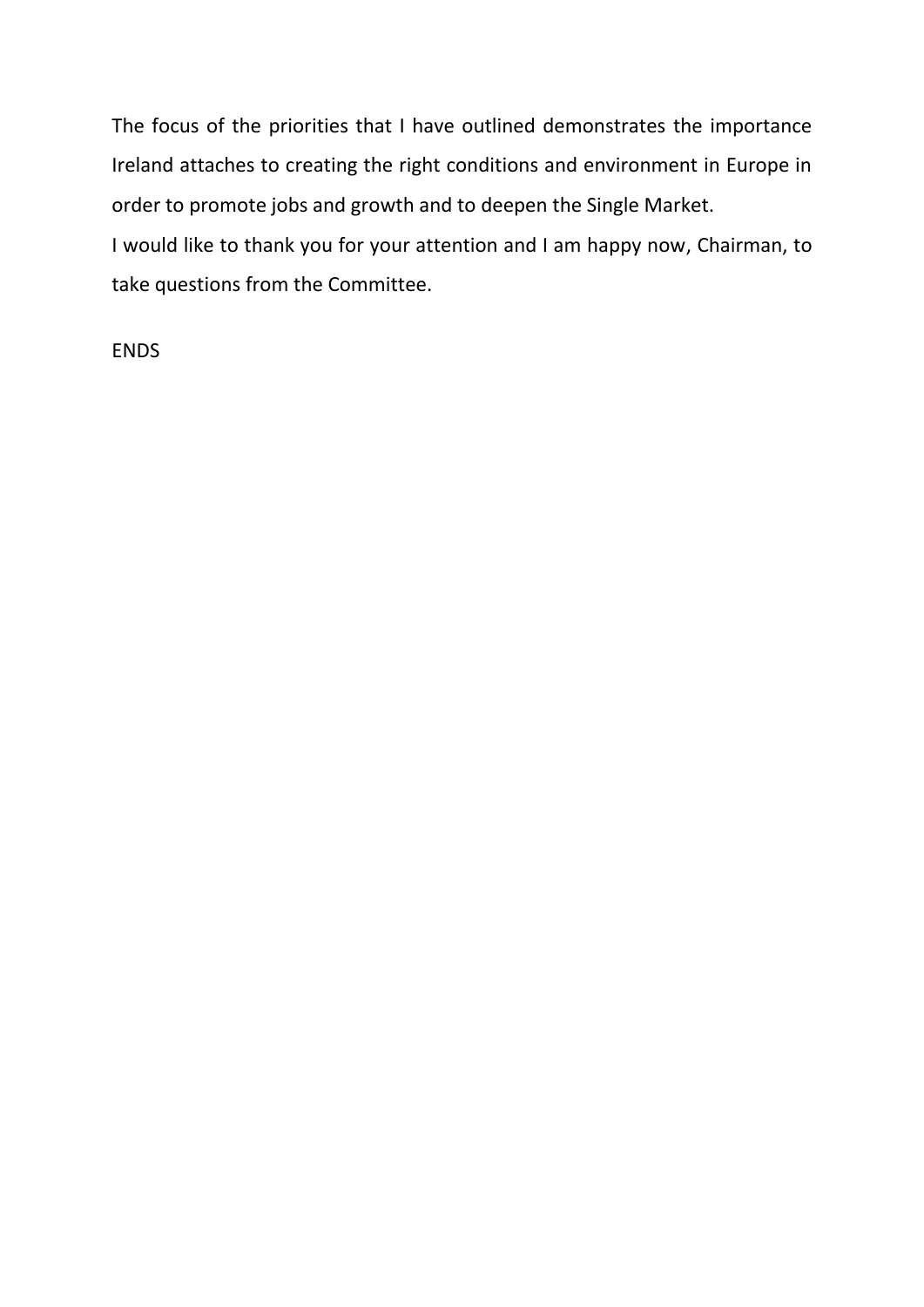The focus of the priorities that I have outlined demonstrates the importance Ireland attaches to creating the right conditions and environment in Europe in order to promote jobs and growth and to deepen the Single Market.

I would like to thank you for your attention and I am happy now, Chairman, to take questions from the Committee.

ENDS